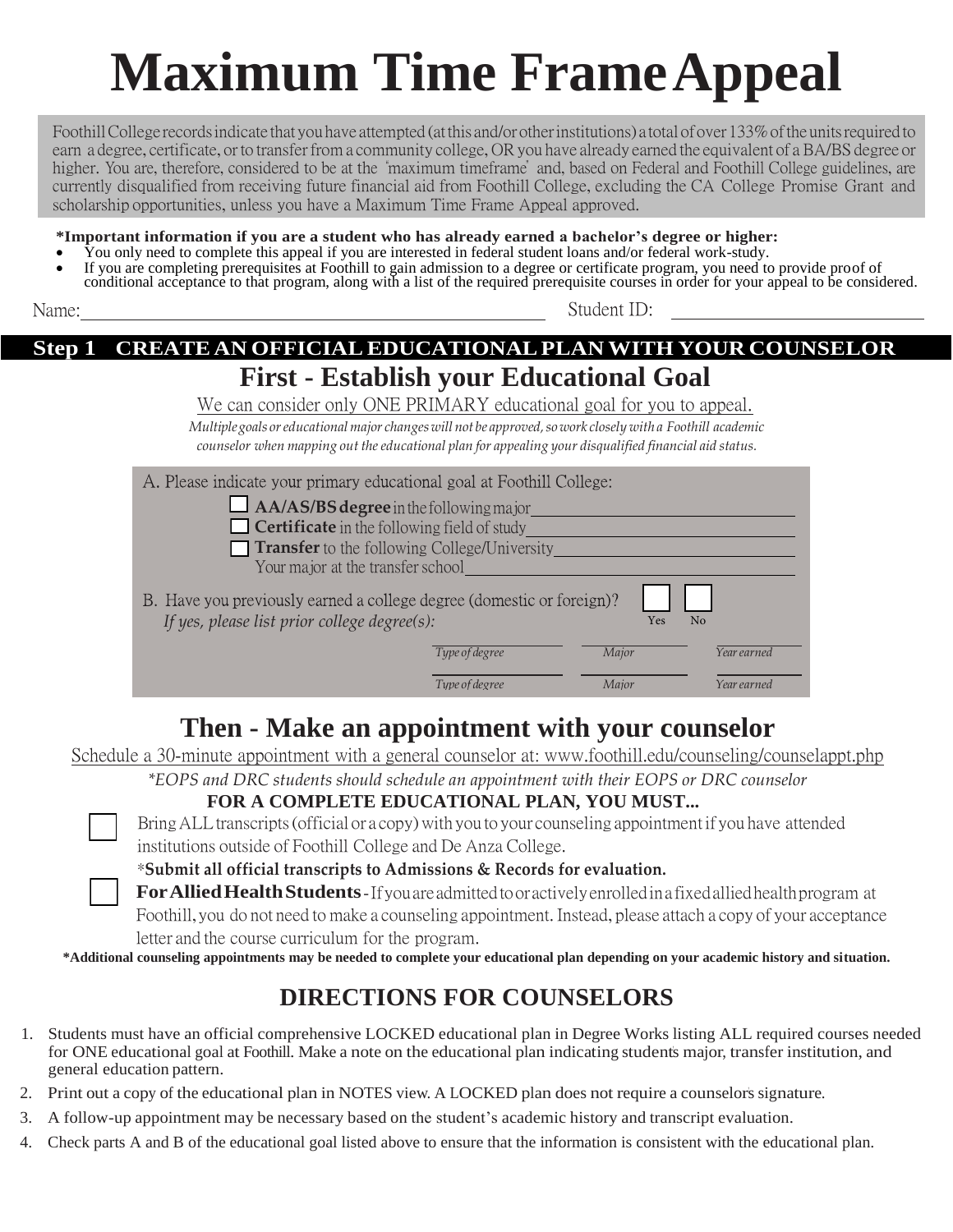# Maximum Time Frame Appeal

Foothill College records indicate that you have attempted (at this and/or other institutions) a total of over 133% of the units required to earn a degree, certificate, or to transfer from a community college, OR you have already earned the equivalent of a BA/BS degree or higher. You are, therefore, considered to be at the "maximum timeframe" and, based on Federal and Foothill College guidelines, are currently disqualified from receiving future financial aid from Foothill College, excluding the CA College Promise Grant and scholarship opportunities, unless you have a Maximum Time Frame Appeal approved.

**\*Important information if you are a student who has already earned a bachelor's degree or higher:**

- You only need to complete this appeal if you are interested in federal student loans and/or federal work-study.
- If you are completing prerequisites at Foothill to gain admission to a degree or certificate program, you need to provide proof of conditional acceptance to that program, along with a list of the required prerequisite courses in order for your appeal to be considered.

Name: ______________________________ Student ID: ______________________

## Step 1 CREATE AN OFFICIAL EDUCATIONAL PLAN WITH YOUR COUNSELOR

### First - Establish your Educational Goal

We can consider only ONE PRIMARY educational goal for you to appeal.

*Multiple goals or educational major changes will not be approved, so work closely with a Foothill academic counselor when mapping out the educational plan for appealing your disqualified financial aid status.*

A. Please indicate your primary educational goal at Foothill College:

- ☐ **AA/AS/BS degree** in the following major ______________________
- ☐ **Certificate** in the following field of study ______________________
- ☐ **Transfer** to the following College/University ______________________
  Your major at the transfer school ______________________

B. Have you previously earned a college degree (domestic or foreign)? ☐ Yes ☐ No

*If yes, please list prior college degree(s):*

| *Type of degree* | *Major* | *Year earned* |
|---|---|---|
| | | |
| | | |

### Then - Make an appointment with your counselor

Schedule a 30-minute appointment with a general counselor at: www.foothill.edu/counseling/counselappt.php

*\*EOPS and DRC students should schedule an appointment with their EOPS or DRC counselor*

**FOR A COMPLETE EDUCATIONAL PLAN, YOU MUST...**

- ☐ Bring ALL transcripts (official or a copy) with you to your counseling appointment if you have attended institutions outside of Foothill College and De Anza College.
  \***Submit all official transcripts to Admissions & Records for evaluation.**
- ☐ **For Allied Health Students** - If you are admitted to or actively enrolled in a fixed allied health program at Foothill, you do not need to make a counseling appointment. Instead, please attach a copy of your acceptance letter and the course curriculum for the program.

**\*Additional counseling appointments may be needed to complete your educational plan depending on your academic history and situation.**

## DIRECTIONS FOR COUNSELORS

1. Students must have an official comprehensive LOCKED educational plan in Degree Works listing ALL required courses needed for ONE educational goal at Foothill. Make a note on the educational plan indicating student's major, transfer institution, and general education pattern.
2. Print out a copy of the educational plan in NOTES view. A LOCKED plan does not require a counselor's signature.
3. A follow-up appointment may be necessary based on the student's academic history and transcript evaluation.
4. Check parts A and B of the educational goal listed above to ensure that the information is consistent with the educational plan.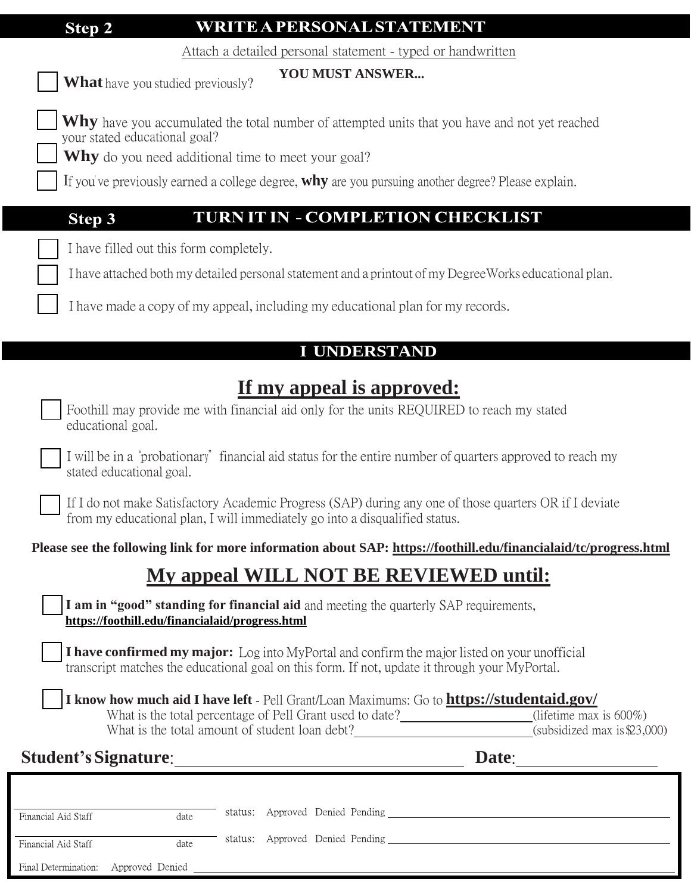## Step 2 WRITE A PERSONAL STATEMENT

Attach a detailed personal statement - typed or handwritten

**YOU MUST ANSWER...**

- [ ] **What** have you studied previously?
- [ ] **Why** have you accumulated the total number of attempted units that you have and not yet reached your stated educational goal?
- [ ] **Why** do you need additional time to meet your goal?
- [ ] If you've previously earned a college degree, **why** are you pursuing another degree? Please explain.

## Step 3 TURN IT IN - COMPLETION CHECKLIST

- [ ] I have filled out this form completely.
- [ ] I have attached both my detailed personal statement and a printout of my DegreeWorks educational plan.
- [ ] I have made a copy of my appeal, including my educational plan for my records.

## I UNDERSTAND

### If my appeal is approved:

- [ ] Foothill may provide me with financial aid only for the units REQUIRED to reach my stated educational goal.
- [ ] I will be in a "probationary" financial aid status for the entire number of quarters approved to reach my stated educational goal.
- [ ] If I do not make Satisfactory Academic Progress (SAP) during any one of those quarters OR if I deviate from my educational plan, I will immediately go into a disqualified status.

**Please see the following link for more information about SAP: https://foothill.edu/financialaid/tc/progress.html**

### My appeal WILL NOT BE REVIEWED until:

- [ ] **I am in "good" standing for financial aid** and meeting the quarterly SAP requirements, **https://foothill.edu/financialaid/progress.html**
- [ ] **I have confirmed my major:** Log into MyPortal and confirm the major listed on your unofficial transcript matches the educational goal on this form. If not, update it through your MyPortal.
- [ ] **I know how much aid I have left** - Pell Grant/Loan Maximums: Go to **https://studentaid.gov/**
  What is the total percentage of Pell Grant used to date?\_\_\_\_\_\_\_\_\_\_\_\_\_\_ (lifetime max is 600%)
  What is the total amount of student loan debt?\_\_\_\_\_\_\_\_\_\_\_\_\_\_ (subsidized max is $23,000)

**Student's Signature**:\_\_\_\_\_\_\_\_\_\_\_\_\_\_\_\_\_\_\_\_\_\_\_\_ **Date**:\_\_\_\_\_\_\_\_\_\_\_\_

| | | |
|---|---|---|
| Financial Aid Staff | date | status: Approved Denied Pending \_\_\_\_\_\_\_\_\_\_\_\_ |
| Financial Aid Staff | date | status: Approved Denied Pending \_\_\_\_\_\_\_\_\_\_\_\_ |
| Final Determination: Approved Denied \_\_\_\_\_\_\_\_\_\_\_\_ | | |